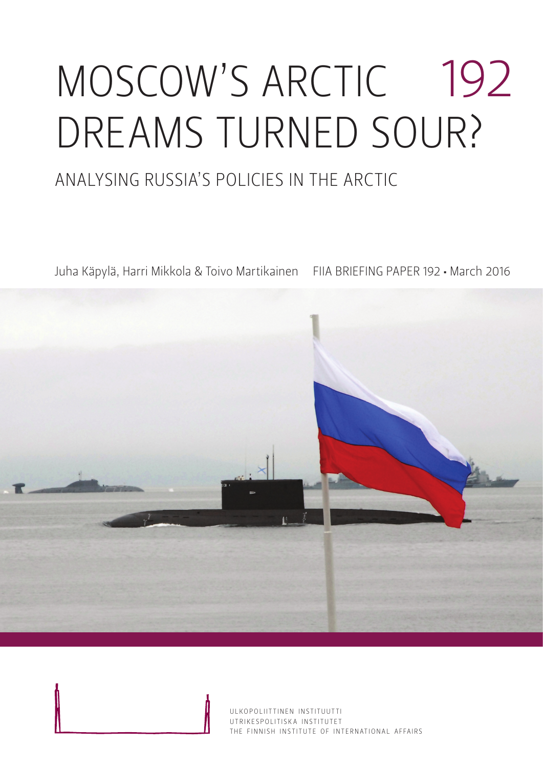# MOSCOW'S ARCTIC DREAMS TURNED SOUR?

192

## ANALYSING RUSSIA'S POLICIES IN THE ARCTIC

Juha Käpylä, Harri Mikkola & Toivo Martikainen

FIIA BRIEFING PAPER 192 • March 2016

ULKOPOLIITTINEN INSTITUUTTI
UTRIKESPOLITISKA INSTITUTET
THE FINNISH INSTITUTE OF INTERNATIONAL AFFAIRS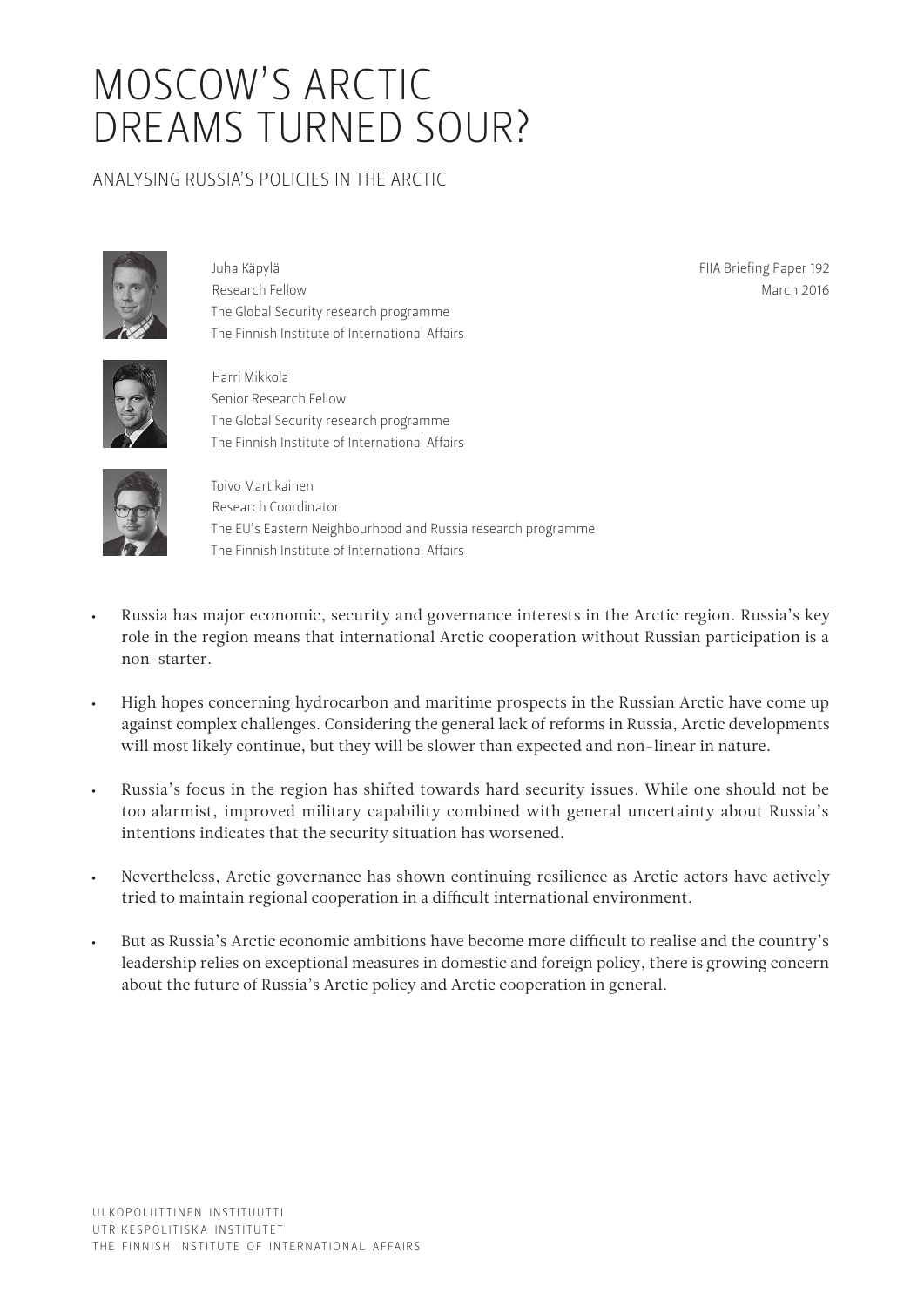# MOSCOW'S ARCTIC DREAMS TURNED SOUR?

## ANALYSING RUSSIA'S POLICIES IN THE ARCTIC

Juha Käpylä
Research Fellow
The Global Security research programme
The Finnish Institute of International Affairs

Harri Mikkola
Senior Research Fellow
The Global Security research programme
The Finnish Institute of International Affairs

Toivo Martikainen
Research Coordinator
The EU's Eastern Neighbourhood and Russia research programme
The Finnish Institute of International Affairs

FIIA Briefing Paper 192
March 2016

- Russia has major economic, security and governance interests in the Arctic region. Russia's key role in the region means that international Arctic cooperation without Russian participation is a non-starter.
- High hopes concerning hydrocarbon and maritime prospects in the Russian Arctic have come up against complex challenges. Considering the general lack of reforms in Russia, Arctic developments will most likely continue, but they will be slower than expected and non-linear in nature.
- Russia's focus in the region has shifted towards hard security issues. While one should not be too alarmist, improved military capability combined with general uncertainty about Russia's intentions indicates that the security situation has worsened.
- Nevertheless, Arctic governance has shown continuing resilience as Arctic actors have actively tried to maintain regional cooperation in a difficult international environment.
- But as Russia's Arctic economic ambitions have become more difficult to realise and the country's leadership relies on exceptional measures in domestic and foreign policy, there is growing concern about the future of Russia's Arctic policy and Arctic cooperation in general.

ULKOPOLIITTINEN INSTITUUTTI
UTRIKESPOLITISKA INSTITUTET
THE FINNISH INSTITUTE OF INTERNATIONAL AFFAIRS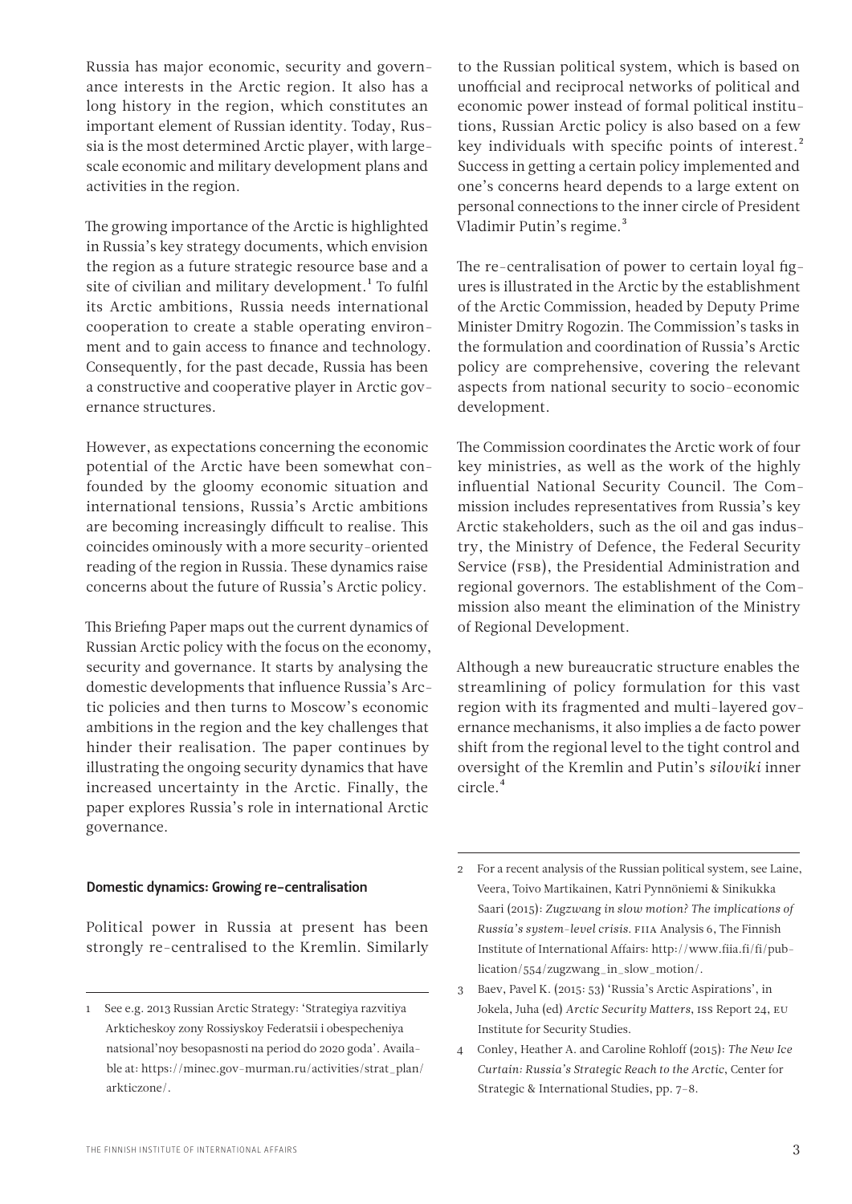Russia has major economic, security and governance interests in the Arctic region. It also has a long history in the region, which constitutes an important element of Russian identity. Today, Russia is the most determined Arctic player, with large-scale economic and military development plans and activities in the region.

The growing importance of the Arctic is highlighted in Russia's key strategy documents, which envision the region as a future strategic resource base and a site of civilian and military development.[1] To fulfil its Arctic ambitions, Russia needs international cooperation to create a stable operating environment and to gain access to finance and technology. Consequently, for the past decade, Russia has been a constructive and cooperative player in Arctic governance structures.

However, as expectations concerning the economic potential of the Arctic have been somewhat confounded by the gloomy economic situation and international tensions, Russia's Arctic ambitions are becoming increasingly difficult to realise. This coincides ominously with a more security-oriented reading of the region in Russia. These dynamics raise concerns about the future of Russia's Arctic policy.

This Briefing Paper maps out the current dynamics of Russian Arctic policy with the focus on the economy, security and governance. It starts by analysing the domestic developments that influence Russia's Arctic policies and then turns to Moscow's economic ambitions in the region and the key challenges that hinder their realisation. The paper continues by illustrating the ongoing security dynamics that have increased uncertainty in the Arctic. Finally, the paper explores Russia's role in international Arctic governance.

## Domestic dynamics: Growing re-centralisation

Political power in Russia at present has been strongly re-centralised to the Kremlin. Similarly to the Russian political system, which is based on unofficial and reciprocal networks of political and economic power instead of formal political institutions, Russian Arctic policy is also based on a few key individuals with specific points of interest.[2] Success in getting a certain policy implemented and one's concerns heard depends to a large extent on personal connections to the inner circle of President Vladimir Putin's regime.[3]

The re-centralisation of power to certain loyal figures is illustrated in the Arctic by the establishment of the Arctic Commission, headed by Deputy Prime Minister Dmitry Rogozin. The Commission's tasks in the formulation and coordination of Russia's Arctic policy are comprehensive, covering the relevant aspects from national security to socio-economic development.

The Commission coordinates the Arctic work of four key ministries, as well as the work of the highly influential National Security Council. The Commission includes representatives from Russia's key Arctic stakeholders, such as the oil and gas industry, the Ministry of Defence, the Federal Security Service (FSB), the Presidential Administration and regional governors. The establishment of the Commission also meant the elimination of the Ministry of Regional Development.

Although a new bureaucratic structure enables the streamlining of policy formulation for this vast region with its fragmented and multi-layered governance mechanisms, it also implies a de facto power shift from the regional level to the tight control and oversight of the Kremlin and Putin's *siloviki* inner circle.[4]

---

1 See e.g. 2013 Russian Arctic Strategy: 'Strategiya razvitiya Arkticheskoy zony Rossiyskoy Federatsii i obespecheniya natsional'noy besopasnosti na period do 2020 goda'. Available at: https://minec.gov-murman.ru/activities/strat_plan/arkticzone/.

2 For a recent analysis of the Russian political system, see Laine, Veera, Toivo Martikainen, Katri Pynnöniemi & Sinikukka Saari (2015): *Zugzwang in slow motion? The implications of Russia's system-level crisis.* FIIA Analysis 6, The Finnish Institute of International Affairs: http://www.fiia.fi/fi/publication/554/zugzwang_in_slow_motion/.

3 Baev, Pavel K. (2015: 53) 'Russia's Arctic Aspirations', in Jokela, Juha (ed) *Arctic Security Matters*, ISS Report 24, EU Institute for Security Studies.

4 Conley, Heather A. and Caroline Rohloff (2015): *The New Ice Curtain: Russia's Strategic Reach to the Arctic*, Center for Strategic & International Studies, pp. 7–8.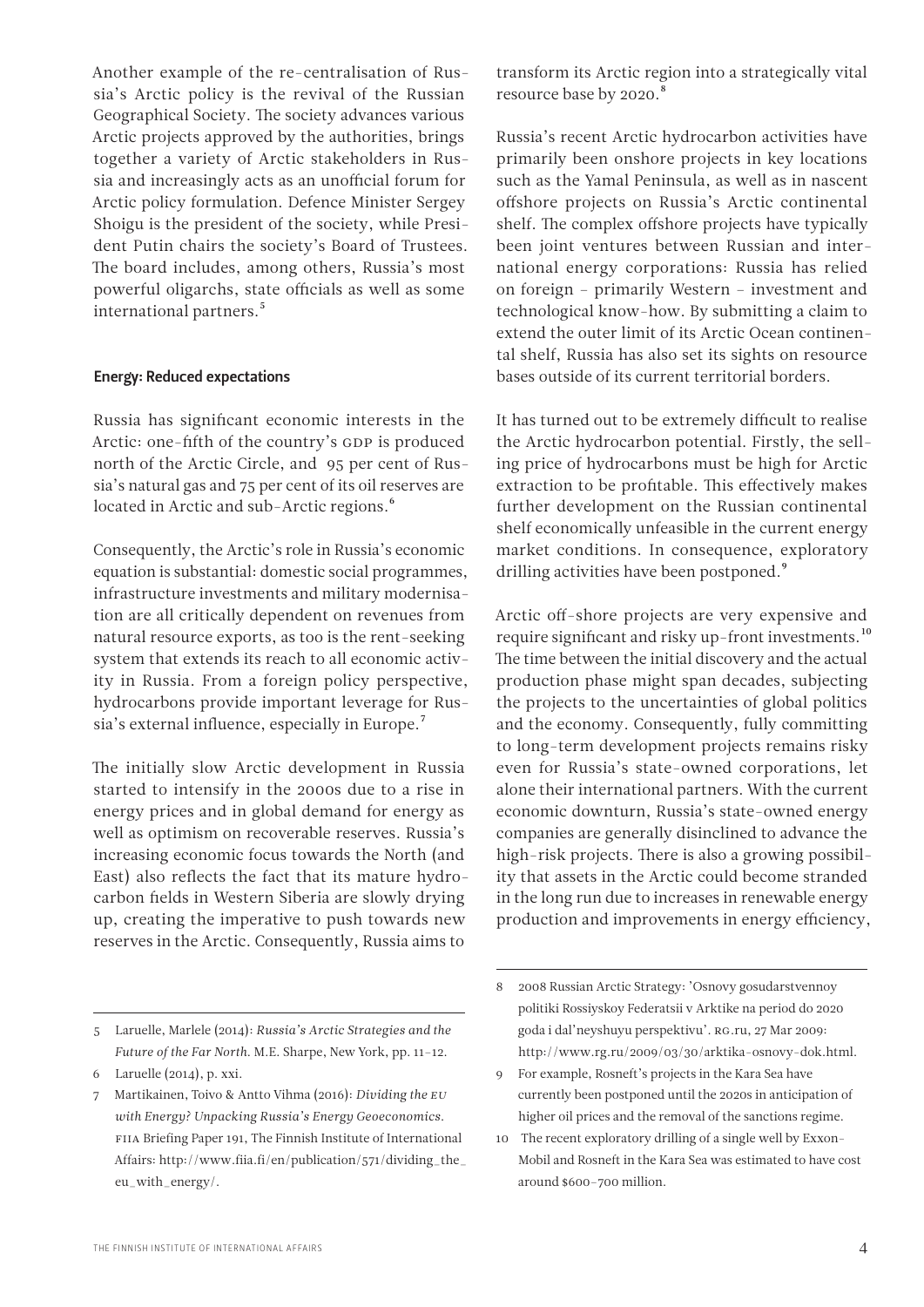Another example of the re-centralisation of Russia's Arctic policy is the revival of the Russian Geographical Society. The society advances various Arctic projects approved by the authorities, brings together a variety of Arctic stakeholders in Russia and increasingly acts as an unofficial forum for Arctic policy formulation. Defence Minister Sergey Shoigu is the president of the society, while President Putin chairs the society's Board of Trustees. The board includes, among others, Russia's most powerful oligarchs, state officials as well as some international partners.[5]

#### Energy: Reduced expectations

Russia has significant economic interests in the Arctic: one-fifth of the country's GDP is produced north of the Arctic Circle, and 95 per cent of Russia's natural gas and 75 per cent of its oil reserves are located in Arctic and sub-Arctic regions.[6]

Consequently, the Arctic's role in Russia's economic equation is substantial: domestic social programmes, infrastructure investments and military modernisation are all critically dependent on revenues from natural resource exports, as too is the rent-seeking system that extends its reach to all economic activity in Russia. From a foreign policy perspective, hydrocarbons provide important leverage for Russia's external influence, especially in Europe.[7]

The initially slow Arctic development in Russia started to intensify in the 2000s due to a rise in energy prices and in global demand for energy as well as optimism on recoverable reserves. Russia's increasing economic focus towards the North (and East) also reflects the fact that its mature hydrocarbon fields in Western Siberia are slowly drying up, creating the imperative to push towards new reserves in the Arctic. Consequently, Russia aims to transform its Arctic region into a strategically vital resource base by 2020.[8]

Russia's recent Arctic hydrocarbon activities have primarily been onshore projects in key locations such as the Yamal Peninsula, as well as in nascent offshore projects on Russia's Arctic continental shelf. The complex offshore projects have typically been joint ventures between Russian and international energy corporations: Russia has relied on foreign – primarily Western – investment and technological know-how. By submitting a claim to extend the outer limit of its Arctic Ocean continental shelf, Russia has also set its sights on resource bases outside of its current territorial borders.

It has turned out to be extremely difficult to realise the Arctic hydrocarbon potential. Firstly, the selling price of hydrocarbons must be high for Arctic extraction to be profitable. This effectively makes further development on the Russian continental shelf economically unfeasible in the current energy market conditions. In consequence, exploratory drilling activities have been postponed.[9]

Arctic off-shore projects are very expensive and require significant and risky up-front investments.[10] The time between the initial discovery and the actual production phase might span decades, subjecting the projects to the uncertainties of global politics and the economy. Consequently, fully committing to long-term development projects remains risky even for Russia's state-owned corporations, let alone their international partners. With the current economic downturn, Russia's state-owned energy companies are generally disinclined to advance the high-risk projects. There is also a growing possibility that assets in the Arctic could become stranded in the long run due to increases in renewable energy production and improvements in energy efficiency,

---

5 Laruelle, Marlele (2014): *Russia's Arctic Strategies and the Future of the Far North.* M.E. Sharpe, New York, pp. 11–12.

6 Laruelle (2014), p. xxi.

7 Martikainen, Toivo & Antto Vihma (2016): *Dividing the EU with Energy? Unpacking Russia's Energy Geoeconomics.* FIIA Briefing Paper 191, The Finnish Institute of International Affairs: http://www.fiia.fi/en/publication/571/dividing_the_eu_with_energy/.

8 2008 Russian Arctic Strategy: 'Osnovy gosudarstvennoy politiki Rossiyskoy Federatsii v Arktike na period do 2020 goda i dal'neyshuyu perspektivu'. RG.ru, 27 Mar 2009: http://www.rg.ru/2009/03/30/arktika-osnovy-dok.html.

9 For example, Rosneft's projects in the Kara Sea have currently been postponed until the 2020s in anticipation of higher oil prices and the removal of the sanctions regime.

10 The recent exploratory drilling of a single well by Exxon-Mobil and Rosneft in the Kara Sea was estimated to have cost around $600–700 million.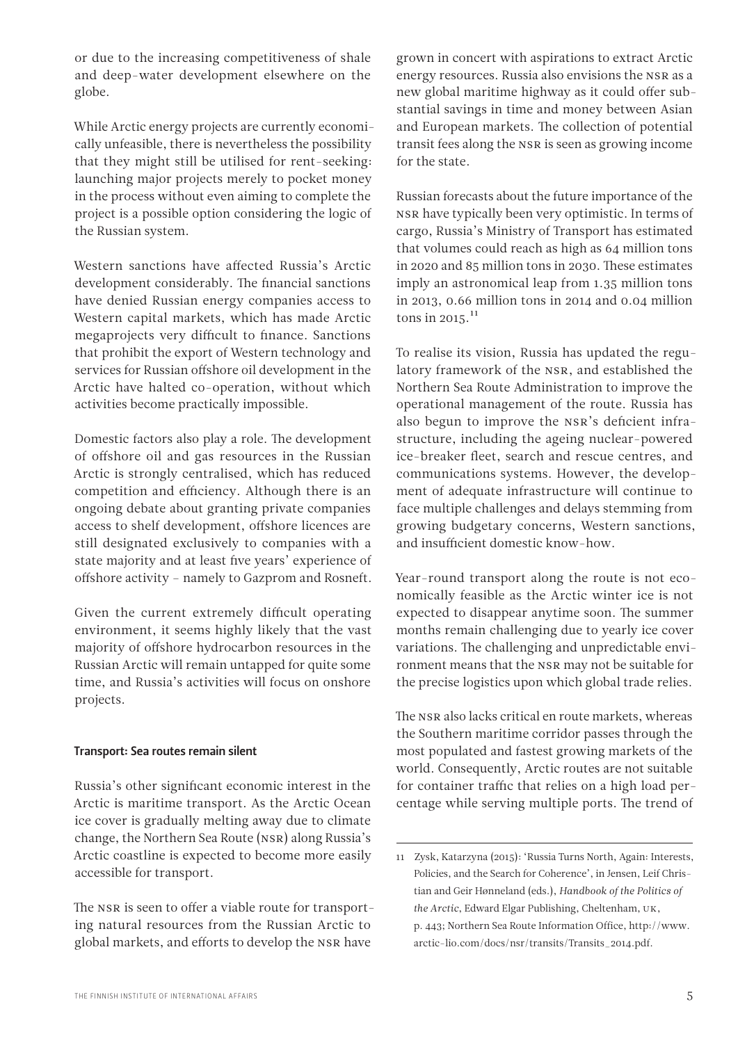or due to the increasing competitiveness of shale and deep-water development elsewhere on the globe.

While Arctic energy projects are currently economically unfeasible, there is nevertheless the possibility that they might still be utilised for rent-seeking: launching major projects merely to pocket money in the process without even aiming to complete the project is a possible option considering the logic of the Russian system.

Western sanctions have affected Russia's Arctic development considerably. The financial sanctions have denied Russian energy companies access to Western capital markets, which has made Arctic megaprojects very difficult to finance. Sanctions that prohibit the export of Western technology and services for Russian offshore oil development in the Arctic have halted co-operation, without which activities become practically impossible.

Domestic factors also play a role. The development of offshore oil and gas resources in the Russian Arctic is strongly centralised, which has reduced competition and efficiency. Although there is an ongoing debate about granting private companies access to shelf development, offshore licences are still designated exclusively to companies with a state majority and at least five years' experience of offshore activity – namely to Gazprom and Rosneft.

Given the current extremely difficult operating environment, it seems highly likely that the vast majority of offshore hydrocarbon resources in the Russian Arctic will remain untapped for quite some time, and Russia's activities will focus on onshore projects.

#### Transport: Sea routes remain silent

Russia's other significant economic interest in the Arctic is maritime transport. As the Arctic Ocean ice cover is gradually melting away due to climate change, the Northern Sea Route (NSR) along Russia's Arctic coastline is expected to become more easily accessible for transport.

The NSR is seen to offer a viable route for transporting natural resources from the Russian Arctic to global markets, and efforts to develop the NSR have grown in concert with aspirations to extract Arctic energy resources. Russia also envisions the NSR as a new global maritime highway as it could offer substantial savings in time and money between Asian and European markets. The collection of potential transit fees along the NSR is seen as growing income for the state.

Russian forecasts about the future importance of the NSR have typically been very optimistic. In terms of cargo, Russia's Ministry of Transport has estimated that volumes could reach as high as 64 million tons in 2020 and 85 million tons in 2030. These estimates imply an astronomical leap from 1.35 million tons in 2013, 0.66 million tons in 2014 and 0.04 million tons in 2015.[11]

To realise its vision, Russia has updated the regulatory framework of the NSR, and established the Northern Sea Route Administration to improve the operational management of the route. Russia has also begun to improve the NSR's deficient infrastructure, including the ageing nuclear-powered ice-breaker fleet, search and rescue centres, and communications systems. However, the development of adequate infrastructure will continue to face multiple challenges and delays stemming from growing budgetary concerns, Western sanctions, and insufficient domestic know-how.

Year-round transport along the route is not economically feasible as the Arctic winter ice is not expected to disappear anytime soon. The summer months remain challenging due to yearly ice cover variations. The challenging and unpredictable environment means that the NSR may not be suitable for the precise logistics upon which global trade relies.

The NSR also lacks critical en route markets, whereas the Southern maritime corridor passes through the most populated and fastest growing markets of the world. Consequently, Arctic routes are not suitable for container traffic that relies on a high load percentage while serving multiple ports. The trend of

---

11 Zysk, Katarzyna (2015): 'Russia Turns North, Again: Interests, Policies, and the Search for Coherence', in Jensen, Leif Christian and Geir Hønneland (eds.), *Handbook of the Politics of the Arctic*, Edward Elgar Publishing, Cheltenham, UK, p. 443; Northern Sea Route Information Office, http://www.arctic-lio.com/docs/nsr/transits/Transits_2014.pdf.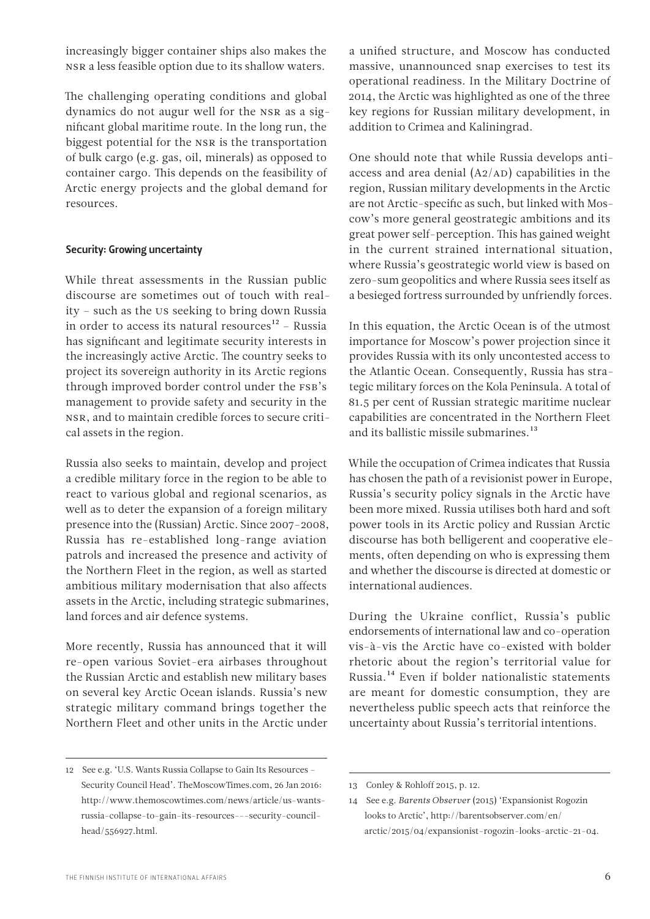increasingly bigger container ships also makes the NSR a less feasible option due to its shallow waters.

The challenging operating conditions and global dynamics do not augur well for the NSR as a significant global maritime route. In the long run, the biggest potential for the NSR is the transportation of bulk cargo (e.g. gas, oil, minerals) as opposed to container cargo. This depends on the feasibility of Arctic energy projects and the global demand for resources.

### Security: Growing uncertainty

While threat assessments in the Russian public discourse are sometimes out of touch with reality – such as the US seeking to bring down Russia in order to access its natural resources[12] – Russia has significant and legitimate security interests in the increasingly active Arctic. The country seeks to project its sovereign authority in its Arctic regions through improved border control under the FSB's management to provide safety and security in the NSR, and to maintain credible forces to secure critical assets in the region.

Russia also seeks to maintain, develop and project a credible military force in the region to be able to react to various global and regional scenarios, as well as to deter the expansion of a foreign military presence into the (Russian) Arctic. Since 2007–2008, Russia has re-established long-range aviation patrols and increased the presence and activity of the Northern Fleet in the region, as well as started ambitious military modernisation that also affects assets in the Arctic, including strategic submarines, land forces and air defence systems.

More recently, Russia has announced that it will re-open various Soviet-era airbases throughout the Russian Arctic and establish new military bases on several key Arctic Ocean islands. Russia's new strategic military command brings together the Northern Fleet and other units in the Arctic under a unified structure, and Moscow has conducted massive, unannounced snap exercises to test its operational readiness. In the Military Doctrine of 2014, the Arctic was highlighted as one of the three key regions for Russian military development, in addition to Crimea and Kaliningrad.

One should note that while Russia develops anti-access and area denial (A2/AD) capabilities in the region, Russian military developments in the Arctic are not Arctic-specific as such, but linked with Moscow's more general geostrategic ambitions and its great power self-perception. This has gained weight in the current strained international situation, where Russia's geostrategic world view is based on zero-sum geopolitics and where Russia sees itself as a besieged fortress surrounded by unfriendly forces.

In this equation, the Arctic Ocean is of the utmost importance for Moscow's power projection since it provides Russia with its only uncontested access to the Atlantic Ocean. Consequently, Russia has strategic military forces on the Kola Peninsula. A total of 81.5 per cent of Russian strategic maritime nuclear capabilities are concentrated in the Northern Fleet and its ballistic missile submarines.[13]

While the occupation of Crimea indicates that Russia has chosen the path of a revisionist power in Europe, Russia's security policy signals in the Arctic have been more mixed. Russia utilises both hard and soft power tools in its Arctic policy and Russian Arctic discourse has both belligerent and cooperative elements, often depending on who is expressing them and whether the discourse is directed at domestic or international audiences.

During the Ukraine conflict, Russia's public endorsements of international law and co-operation vis-à-vis the Arctic have co-existed with bolder rhetoric about the region's territorial value for Russia.[14] Even if bolder nationalistic statements are meant for domestic consumption, they are nevertheless public speech acts that reinforce the uncertainty about Russia's territorial intentions.

---

12 See e.g. 'U.S. Wants Russia Collapse to Gain Its Resources – Security Council Head'. TheMoscowTimes.com, 26 Jan 2016: http://www.themoscowtimes.com/news/article/us-wants-russia-collapse-to-gain-its-resources---security-council-head/556927.html.

13 Conley & Rohloff 2015, p. 12.

14 See e.g. *Barents Observer* (2015) 'Expansionist Rogozin looks to Arctic', http://barentsobserver.com/en/arctic/2015/04/expansionist-rogozin-looks-arctic-21-04.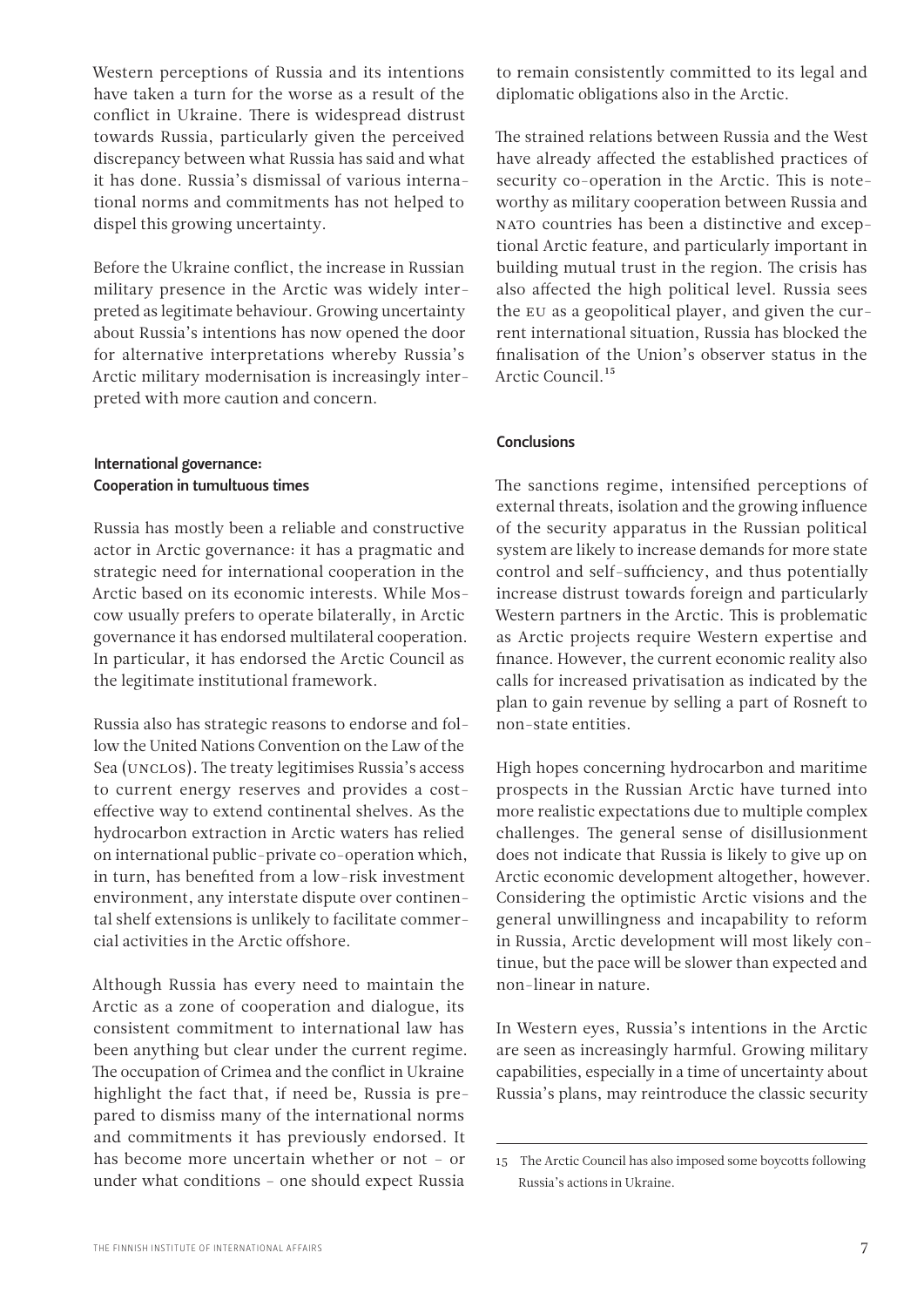Western perceptions of Russia and its intentions have taken a turn for the worse as a result of the conflict in Ukraine. There is widespread distrust towards Russia, particularly given the perceived discrepancy between what Russia has said and what it has done. Russia's dismissal of various international norms and commitments has not helped to dispel this growing uncertainty.

Before the Ukraine conflict, the increase in Russian military presence in the Arctic was widely interpreted as legitimate behaviour. Growing uncertainty about Russia's intentions has now opened the door for alternative interpretations whereby Russia's Arctic military modernisation is increasingly interpreted with more caution and concern.

### International governance: Cooperation in tumultuous times

Russia has mostly been a reliable and constructive actor in Arctic governance: it has a pragmatic and strategic need for international cooperation in the Arctic based on its economic interests. While Moscow usually prefers to operate bilaterally, in Arctic governance it has endorsed multilateral cooperation. In particular, it has endorsed the Arctic Council as the legitimate institutional framework.

Russia also has strategic reasons to endorse and follow the United Nations Convention on the Law of the Sea (UNCLOS). The treaty legitimises Russia's access to current energy reserves and provides a cost-effective way to extend continental shelves. As the hydrocarbon extraction in Arctic waters has relied on international public-private co-operation which, in turn, has benefited from a low-risk investment environment, any interstate dispute over continental shelf extensions is unlikely to facilitate commercial activities in the Arctic offshore.

Although Russia has every need to maintain the Arctic as a zone of cooperation and dialogue, its consistent commitment to international law has been anything but clear under the current regime. The occupation of Crimea and the conflict in Ukraine highlight the fact that, if need be, Russia is prepared to dismiss many of the international norms and commitments it has previously endorsed. It has become more uncertain whether or not – or under what conditions – one should expect Russia to remain consistently committed to its legal and diplomatic obligations also in the Arctic.

The strained relations between Russia and the West have already affected the established practices of security co-operation in the Arctic. This is noteworthy as military cooperation between Russia and NATO countries has been a distinctive and exceptional Arctic feature, and particularly important in building mutual trust in the region. The crisis has also affected the high political level. Russia sees the EU as a geopolitical player, and given the current international situation, Russia has blocked the finalisation of the Union's observer status in the Arctic Council.[15]

### Conclusions

The sanctions regime, intensified perceptions of external threats, isolation and the growing influence of the security apparatus in the Russian political system are likely to increase demands for more state control and self-sufficiency, and thus potentially increase distrust towards foreign and particularly Western partners in the Arctic. This is problematic as Arctic projects require Western expertise and finance. However, the current economic reality also calls for increased privatisation as indicated by the plan to gain revenue by selling a part of Rosneft to non-state entities.

High hopes concerning hydrocarbon and maritime prospects in the Russian Arctic have turned into more realistic expectations due to multiple complex challenges. The general sense of disillusionment does not indicate that Russia is likely to give up on Arctic economic development altogether, however. Considering the optimistic Arctic visions and the general unwillingness and incapability to reform in Russia, Arctic development will most likely continue, but the pace will be slower than expected and non-linear in nature.

In Western eyes, Russia's intentions in the Arctic are seen as increasingly harmful. Growing military capabilities, especially in a time of uncertainty about Russia's plans, may reintroduce the classic security

---

15 The Arctic Council has also imposed some boycotts following Russia's actions in Ukraine.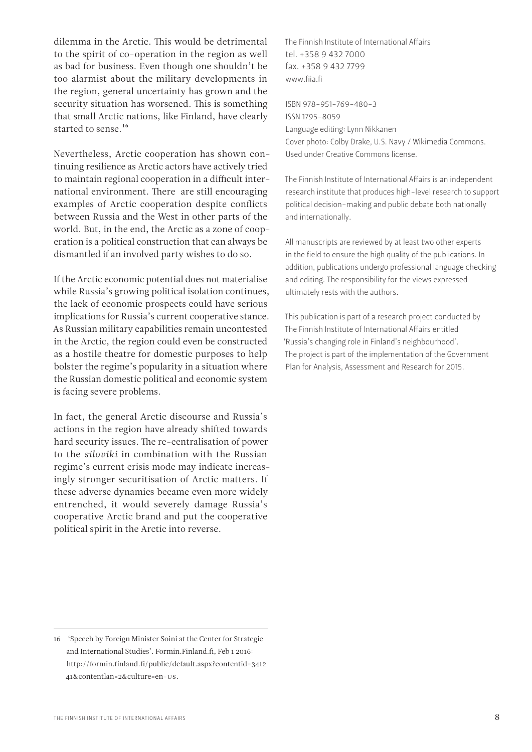dilemma in the Arctic. This would be detrimental to the spirit of co-operation in the region as well as bad for business. Even though one shouldn't be too alarmist about the military developments in the region, general uncertainty has grown and the security situation has worsened. This is something that small Arctic nations, like Finland, have clearly started to sense.[16]

Nevertheless, Arctic cooperation has shown continuing resilience as Arctic actors have actively tried to maintain regional cooperation in a difficult international environment. There are still encouraging examples of Arctic cooperation despite conflicts between Russia and the West in other parts of the world. But, in the end, the Arctic as a zone of cooperation is a political construction that can always be dismantled if an involved party wishes to do so.

If the Arctic economic potential does not materialise while Russia's growing political isolation continues, the lack of economic prospects could have serious implications for Russia's current cooperative stance. As Russian military capabilities remain uncontested in the Arctic, the region could even be constructed as a hostile theatre for domestic purposes to help bolster the regime's popularity in a situation where the Russian domestic political and economic system is facing severe problems.

In fact, the general Arctic discourse and Russia's actions in the region have already shifted towards hard security issues. The re-centralisation of power to the *siloviki* in combination with the Russian regime's current crisis mode may indicate increasingly stronger securitisation of Arctic matters. If these adverse dynamics became even more widely entrenched, it would severely damage Russia's cooperative Arctic brand and put the cooperative political spirit in the Arctic into reverse.

16 'Speech by Foreign Minister Soini at the Center for Strategic and International Studies'. Formin.Finland.fi, Feb 1 2016: http://formin.finland.fi/public/default.aspx?contentid=341241&contentlan=2&culture=en-US.

The Finnish Institute of International Affairs
tel. +358 9 432 7000
fax. +358 9 432 7799
www.fiia.fi

ISBN 978-951-769-480-3
ISSN 1795-8059
Language editing: Lynn Nikkanen
Cover photo: Colby Drake, U.S. Navy / Wikimedia Commons. Used under Creative Commons license.

The Finnish Institute of International Affairs is an independent research institute that produces high-level research to support political decision-making and public debate both nationally and internationally.

All manuscripts are reviewed by at least two other experts in the field to ensure the high quality of the publications. In addition, publications undergo professional language checking and editing. The responsibility for the views expressed ultimately rests with the authors.

This publication is part of a research project conducted by The Finnish Institute of International Affairs entitled 'Russia's changing role in Finland's neighbourhood'. The project is part of the implementation of the Government Plan for Analysis, Assessment and Research for 2015.